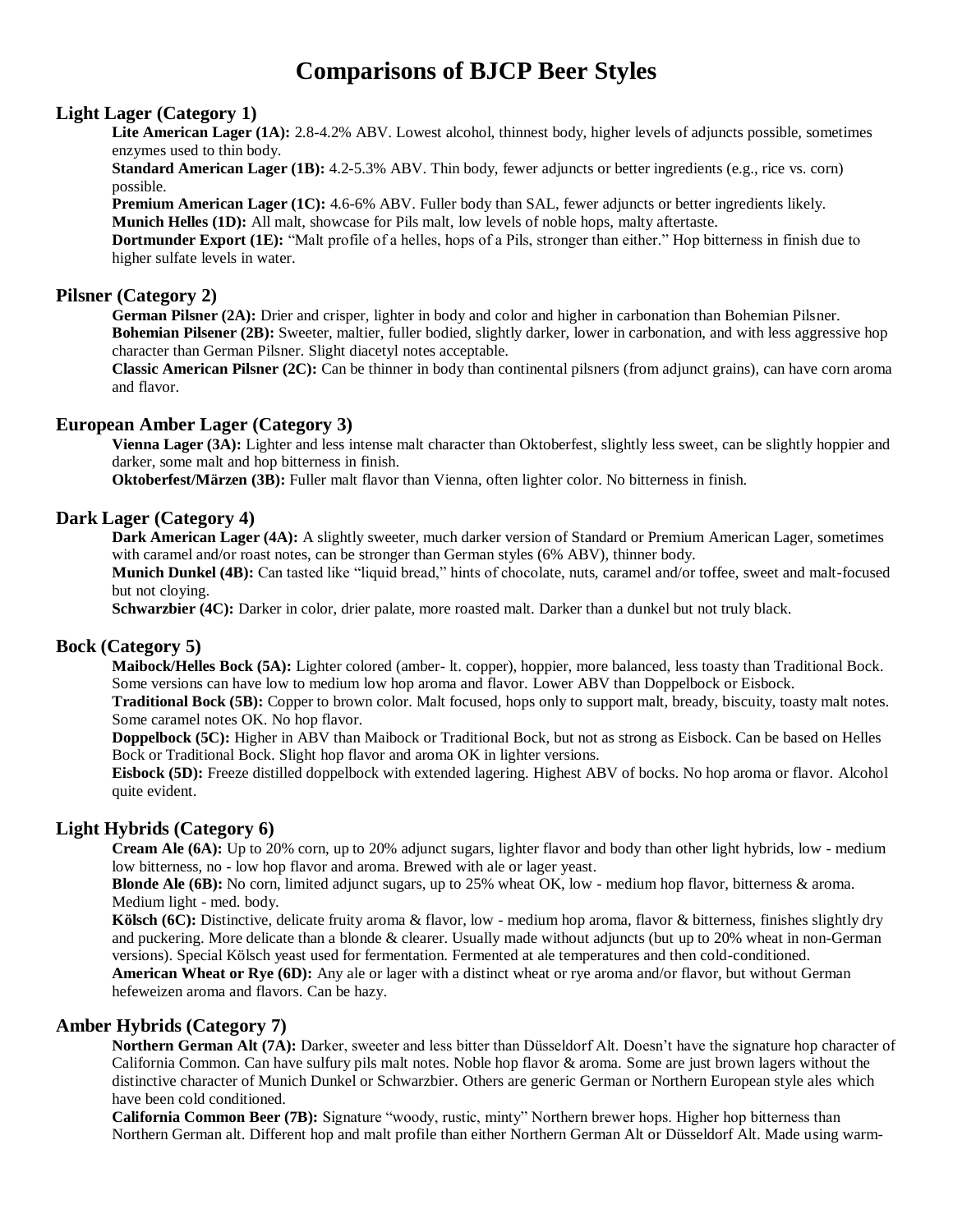# Comparisons of BJCP Beer Styles

## Light Lager (Category 1)

**Lite American Lager (1A):** 2.8-4.2% ABV. Lowest alcohol, thinnest body, higher levels of adjuncts possible, sometimes enzymes used to thin body.

**Standard American Lager (1B):** 4.2-5.3% ABV. Thin body, fewer adjuncts or better ingredients (e.g., rice vs. corn) possible.

**Premium American Lager (1C):** 4.6-6% ABV. Fuller body than SAL, fewer adjuncts or better ingredients likely.

**Munich Helles (1D):** All malt, showcase for Pils malt, low levels of noble hops, malty aftertaste.

**Dortmunder Export (1E):** "Malt profile of a helles, hops of a Pils, stronger than either." Hop bitterness in finish due to higher sulfate levels in water.

## Pilsner (Category 2)

**German Pilsner (2A):** Drier and crisper, lighter in body and color and higher in carbonation than Bohemian Pilsner.

**Bohemian Pilsener (2B):** Sweeter, maltier, fuller bodied, slightly darker, lower in carbonation, and with less aggressive hop character than German Pilsner. Slight diacetyl notes acceptable.

**Classic American Pilsner (2C):** Can be thinner in body than continental pilsners (from adjunct grains), can have corn aroma and flavor.

## European Amber Lager (Category 3)

**Vienna Lager (3A):** Lighter and less intense malt character than Oktoberfest, slightly less sweet, can be slightly hoppier and darker, some malt and hop bitterness in finish.

**Oktoberfest/Märzen (3B):** Fuller malt flavor than Vienna, often lighter color. No bitterness in finish.

## Dark Lager (Category 4)

**Dark American Lager (4A):** A slightly sweeter, much darker version of Standard or Premium American Lager, sometimes with caramel and/or roast notes, can be stronger than German styles (6% ABV), thinner body.

**Munich Dunkel (4B):** Can tasted like "liquid bread," hints of chocolate, nuts, caramel and/or toffee, sweet and malt-focused but not cloying.

**Schwarzbier (4C):** Darker in color, drier palate, more roasted malt. Darker than a dunkel but not truly black.

## Bock (Category 5)

**Maibock/Helles Bock (5A):** Lighter colored (amber- lt. copper), hoppier, more balanced, less toasty than Traditional Bock. Some versions can have low to medium low hop aroma and flavor. Lower ABV than Doppelbock or Eisbock.

**Traditional Bock (5B):** Copper to brown color. Malt focused, hops only to support malt, bready, biscuity, toasty malt notes. Some caramel notes OK. No hop flavor.

**Doppelbock (5C):** Higher in ABV than Maibock or Traditional Bock, but not as strong as Eisbock. Can be based on Helles Bock or Traditional Bock. Slight hop flavor and aroma OK in lighter versions.

**Eisbock (5D):** Freeze distilled doppelbock with extended lagering. Highest ABV of bocks. No hop aroma or flavor. Alcohol quite evident.

## Light Hybrids (Category 6)

**Cream Ale (6A):** Up to 20% corn, up to 20% adjunct sugars, lighter flavor and body than other light hybrids, low - medium low bitterness, no - low hop flavor and aroma. Brewed with ale or lager yeast.

**Blonde Ale (6B):** No corn, limited adjunct sugars, up to 25% wheat OK, low - medium hop flavor, bitterness & aroma. Medium light - med. body.

**Kölsch (6C):** Distinctive, delicate fruity aroma & flavor, low - medium hop aroma, flavor & bitterness, finishes slightly dry and puckering. More delicate than a blonde & clearer. Usually made without adjuncts (but up to 20% wheat in non-German versions). Special Kölsch yeast used for fermentation. Fermented at ale temperatures and then cold-conditioned.

**American Wheat or Rye (6D):** Any ale or lager with a distinct wheat or rye aroma and/or flavor, but without German hefeweizen aroma and flavors. Can be hazy.

## Amber Hybrids (Category 7)

**Northern German Alt (7A):** Darker, sweeter and less bitter than Düsseldorf Alt. Doesn't have the signature hop character of California Common. Can have sulfury pils malt notes. Noble hop flavor & aroma. Some are just brown lagers without the distinctive character of Munich Dunkel or Schwarzbier. Others are generic German or Northern European style ales which have been cold conditioned.

**California Common Beer (7B):** Signature "woody, rustic, minty" Northern brewer hops. Higher hop bitterness than Northern German alt. Different hop and malt profile than either Northern German Alt or Düsseldorf Alt. Made using warm-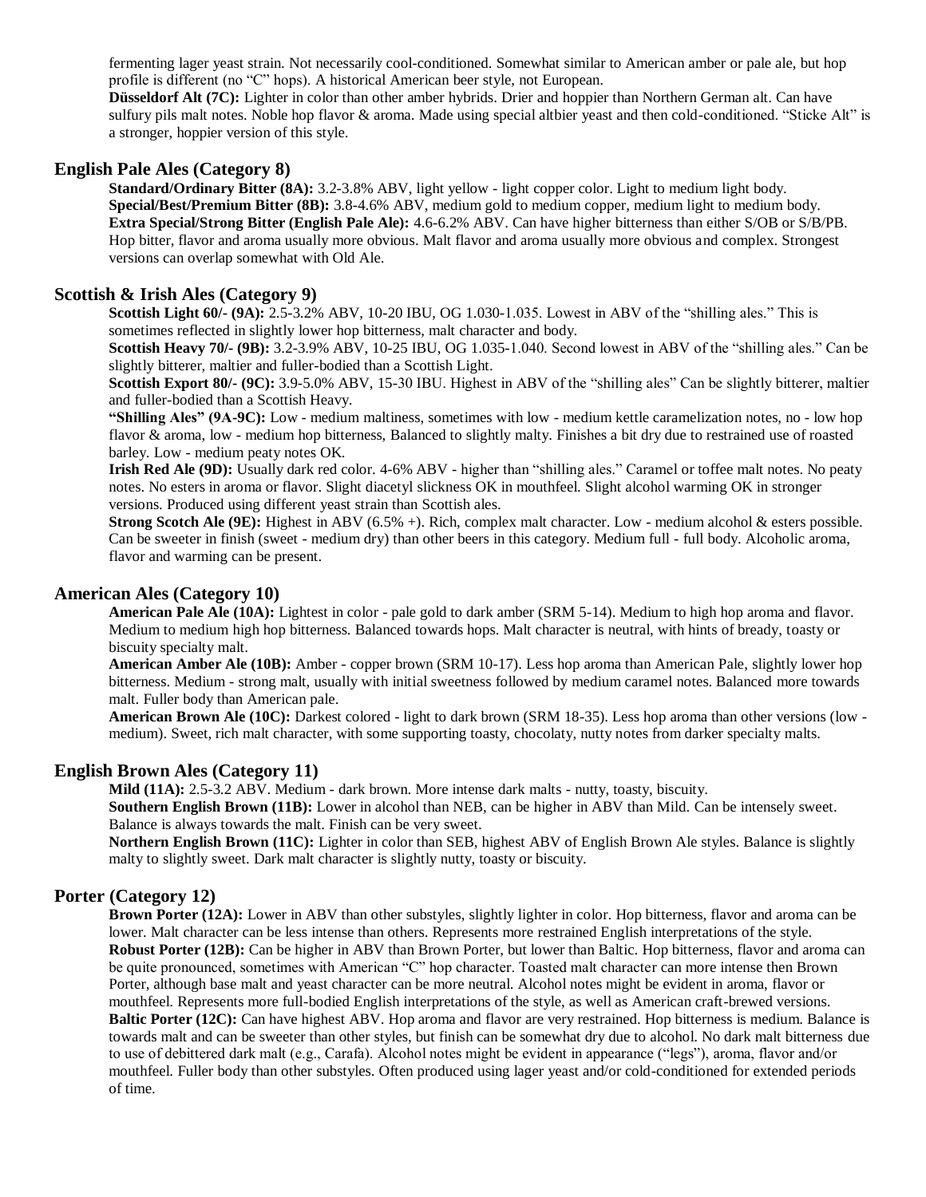fermenting lager yeast strain. Not necessarily cool-conditioned. Somewhat similar to American amber or pale ale, but hop profile is different (no "C" hops). A historical American beer style, not European.

**Düsseldorf Alt (7C):** Lighter in color than other amber hybrids. Drier and hoppier than Northern German alt. Can have sulfury pils malt notes. Noble hop flavor & aroma. Made using special altbier yeast and then cold-conditioned. "Sticke Alt" is a stronger, hoppier version of this style.

## English Pale Ales (Category 8)

**Standard/Ordinary Bitter (8A):** 3.2-3.8% ABV, light yellow - light copper color. Light to medium light body.
**Special/Best/Premium Bitter (8B):** 3.8-4.6% ABV, medium gold to medium copper, medium light to medium body.
**Extra Special/Strong Bitter (English Pale Ale):** 4.6-6.2% ABV. Can have higher bitterness than either S/OB or S/B/PB. Hop bitter, flavor and aroma usually more obvious. Malt flavor and aroma usually more obvious and complex. Strongest versions can overlap somewhat with Old Ale.

## Scottish & Irish Ales (Category 9)

**Scottish Light 60/- (9A):** 2.5-3.2% ABV, 10-20 IBU, OG 1.030-1.035. Lowest in ABV of the "shilling ales." This is sometimes reflected in slightly lower hop bitterness, malt character and body.
**Scottish Heavy 70/- (9B):** 3.2-3.9% ABV, 10-25 IBU, OG 1.035-1.040. Second lowest in ABV of the "shilling ales." Can be slightly bitterer, maltier and fuller-bodied than a Scottish Light.
**Scottish Export 80/- (9C):** 3.9-5.0% ABV, 15-30 IBU. Highest in ABV of the "shilling ales" Can be slightly bitterer, maltier and fuller-bodied than a Scottish Heavy.
**"Shilling Ales" (9A-9C):** Low - medium maltiness, sometimes with low - medium kettle caramelization notes, no - low hop flavor & aroma, low - medium hop bitterness, Balanced to slightly malty. Finishes a bit dry due to restrained use of roasted barley. Low - medium peaty notes OK.
**Irish Red Ale (9D):** Usually dark red color. 4-6% ABV - higher than "shilling ales." Caramel or toffee malt notes. No peaty notes. No esters in aroma or flavor. Slight diacetyl slickness OK in mouthfeel. Slight alcohol warming OK in stronger versions. Produced using different yeast strain than Scottish ales.
**Strong Scotch Ale (9E):** Highest in ABV (6.5% +). Rich, complex malt character. Low - medium alcohol & esters possible. Can be sweeter in finish (sweet - medium dry) than other beers in this category. Medium full - full body. Alcoholic aroma, flavor and warming can be present.

## American Ales (Category 10)

**American Pale Ale (10A):** Lightest in color - pale gold to dark amber (SRM 5-14). Medium to high hop aroma and flavor. Medium to medium high hop bitterness. Balanced towards hops. Malt character is neutral, with hints of bready, toasty or biscuity specialty malt.
**American Amber Ale (10B):** Amber - copper brown (SRM 10-17). Less hop aroma than American Pale, slightly lower hop bitterness. Medium - strong malt, usually with initial sweetness followed by medium caramel notes. Balanced more towards malt. Fuller body than American pale.
**American Brown Ale (10C):** Darkest colored - light to dark brown (SRM 18-35). Less hop aroma than other versions (low - medium). Sweet, rich malt character, with some supporting toasty, chocolaty, nutty notes from darker specialty malts.

## English Brown Ales (Category 11)

**Mild (11A):** 2.5-3.2 ABV. Medium - dark brown. More intense dark malts - nutty, toasty, biscuity.
**Southern English Brown (11B):** Lower in alcohol than NEB, can be higher in ABV than Mild. Can be intensely sweet. Balance is always towards the malt. Finish can be very sweet.
**Northern English Brown (11C):** Lighter in color than SEB, highest ABV of English Brown Ale styles. Balance is slightly malty to slightly sweet. Dark malt character is slightly nutty, toasty or biscuity.

## Porter (Category 12)

**Brown Porter (12A):** Lower in ABV than other substyles, slightly lighter in color. Hop bitterness, flavor and aroma can be lower. Malt character can be less intense than others. Represents more restrained English interpretations of the style.
**Robust Porter (12B):** Can be higher in ABV than Brown Porter, but lower than Baltic. Hop bitterness, flavor and aroma can be quite pronounced, sometimes with American "C" hop character. Toasted malt character can more intense then Brown Porter, although base malt and yeast character can be more neutral. Alcohol notes might be evident in aroma, flavor or mouthfeel. Represents more full-bodied English interpretations of the style, as well as American craft-brewed versions.
**Baltic Porter (12C):** Can have highest ABV. Hop aroma and flavor are very restrained. Hop bitterness is medium. Balance is towards malt and can be sweeter than other styles, but finish can be somewhat dry due to alcohol. No dark malt bitterness due to use of debittered dark malt (e.g., Carafa). Alcohol notes might be evident in appearance ("legs"), aroma, flavor and/or mouthfeel. Fuller body than other substyles. Often produced using lager yeast and/or cold-conditioned for extended periods of time.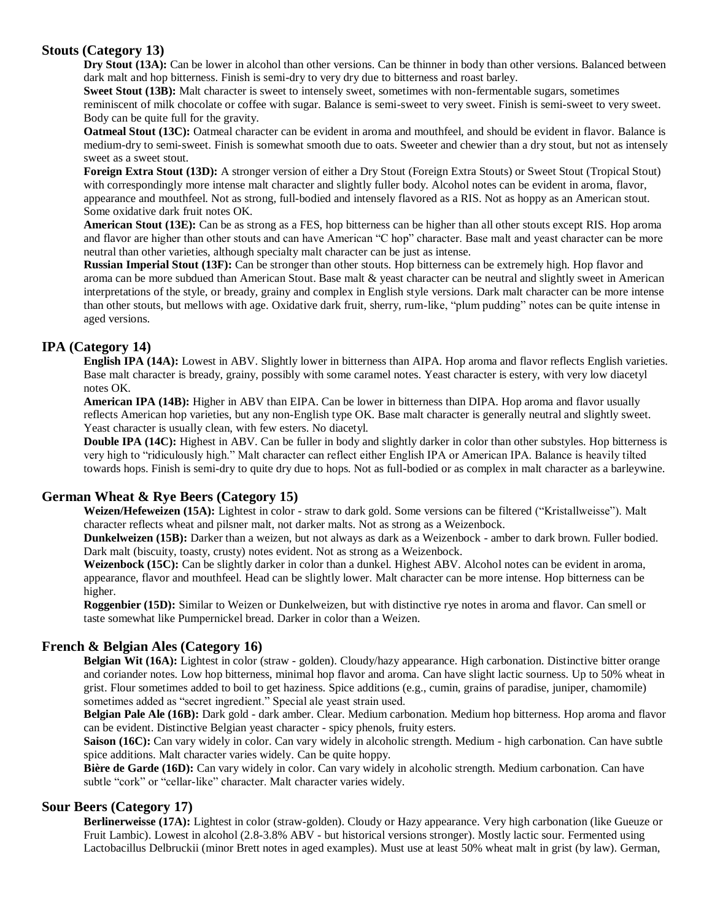## Stouts (Category 13)

**Dry Stout (13A):** Can be lower in alcohol than other versions. Can be thinner in body than other versions. Balanced between dark malt and hop bitterness. Finish is semi-dry to very dry due to bitterness and roast barley.

**Sweet Stout (13B):** Malt character is sweet to intensely sweet, sometimes with non-fermentable sugars, sometimes reminiscent of milk chocolate or coffee with sugar. Balance is semi-sweet to very sweet. Finish is semi-sweet to very sweet. Body can be quite full for the gravity.

**Oatmeal Stout (13C):** Oatmeal character can be evident in aroma and mouthfeel, and should be evident in flavor. Balance is medium-dry to semi-sweet. Finish is somewhat smooth due to oats. Sweeter and chewier than a dry stout, but not as intensely sweet as a sweet stout.

**Foreign Extra Stout (13D):** A stronger version of either a Dry Stout (Foreign Extra Stouts) or Sweet Stout (Tropical Stout) with correspondingly more intense malt character and slightly fuller body. Alcohol notes can be evident in aroma, flavor, appearance and mouthfeel. Not as strong, full-bodied and intensely flavored as a RIS. Not as hoppy as an American stout. Some oxidative dark fruit notes OK.

**American Stout (13E):** Can be as strong as a FES, hop bitterness can be higher than all other stouts except RIS. Hop aroma and flavor are higher than other stouts and can have American "C hop" character. Base malt and yeast character can be more neutral than other varieties, although specialty malt character can be just as intense.

**Russian Imperial Stout (13F):** Can be stronger than other stouts. Hop bitterness can be extremely high. Hop flavor and aroma can be more subdued than American Stout. Base malt & yeast character can be neutral and slightly sweet in American interpretations of the style, or bready, grainy and complex in English style versions. Dark malt character can be more intense than other stouts, but mellows with age. Oxidative dark fruit, sherry, rum-like, "plum pudding" notes can be quite intense in aged versions.

## IPA (Category 14)

**English IPA (14A):** Lowest in ABV. Slightly lower in bitterness than AIPA. Hop aroma and flavor reflects English varieties. Base malt character is bready, grainy, possibly with some caramel notes. Yeast character is estery, with very low diacetyl notes OK.

**American IPA (14B):** Higher in ABV than EIPA. Can be lower in bitterness than DIPA. Hop aroma and flavor usually reflects American hop varieties, but any non-English type OK. Base malt character is generally neutral and slightly sweet. Yeast character is usually clean, with few esters. No diacetyl.

**Double IPA (14C):** Highest in ABV. Can be fuller in body and slightly darker in color than other substyles. Hop bitterness is very high to "ridiculously high." Malt character can reflect either English IPA or American IPA. Balance is heavily tilted towards hops. Finish is semi-dry to quite dry due to hops. Not as full-bodied or as complex in malt character as a barleywine.

## German Wheat & Rye Beers (Category 15)

**Weizen/Hefeweizen (15A):** Lightest in color - straw to dark gold. Some versions can be filtered ("Kristallweisse"). Malt character reflects wheat and pilsner malt, not darker malts. Not as strong as a Weizenbock.

**Dunkelweizen (15B):** Darker than a weizen, but not always as dark as a Weizenbock - amber to dark brown. Fuller bodied. Dark malt (biscuit, toasty, crusty) notes evident. Not as strong as a Weizenbock.

**Weizenbock (15C):** Can be slightly darker in color than a dunkel. Highest ABV. Alcohol notes can be evident in aroma, appearance, flavor and mouthfeel. Head can be slightly lower. Malt character can be more intense. Hop bitterness can be higher.

**Roggenbier (15D):** Similar to Weizen or Dunkelweizen, but with distinctive rye notes in aroma and flavor. Can smell or taste somewhat like Pumpernickel bread. Darker in color than a Weizen.

## French & Belgian Ales (Category 16)

**Belgian Wit (16A):** Lightest in color (straw - golden). Cloudy/hazy appearance. High carbonation. Distinctive bitter orange and coriander notes. Low hop bitterness, minimal hop flavor and aroma. Can have slight lactic sourness. Up to 50% wheat in grist. Flour sometimes added to boil to get haziness. Spice additions (e.g., cumin, grains of paradise, juniper, chamomile) sometimes added as "secret ingredient." Special ale yeast strain used.

**Belgian Pale Ale (16B):** Dark gold - dark amber. Clear. Medium carbonation. Medium hop bitterness. Hop aroma and flavor can be evident. Distinctive Belgian yeast character - spicy phenols, fruity esters.

**Saison (16C):** Can vary widely in color. Can vary widely in alcoholic strength. Medium - high carbonation. Can have subtle spice additions. Malt character varies widely. Can be quite hoppy.

**Bière de Garde (16D):** Can vary widely in color. Can vary widely in alcoholic strength. Medium carbonation. Can have subtle "cork" or "cellar-like" character. Malt character varies widely.

## Sour Beers (Category 17)

**Berlinerweisse (17A):** Lightest in color (straw-golden). Cloudy or Hazy appearance. Very high carbonation (like Gueuze or Fruit Lambic). Lowest in alcohol (2.8-3.8% ABV - but historical versions stronger). Mostly lactic sour. Fermented using Lactobacillus Delbruckii (minor Brett notes in aged examples). Must use at least 50% wheat malt in grist (by law). German,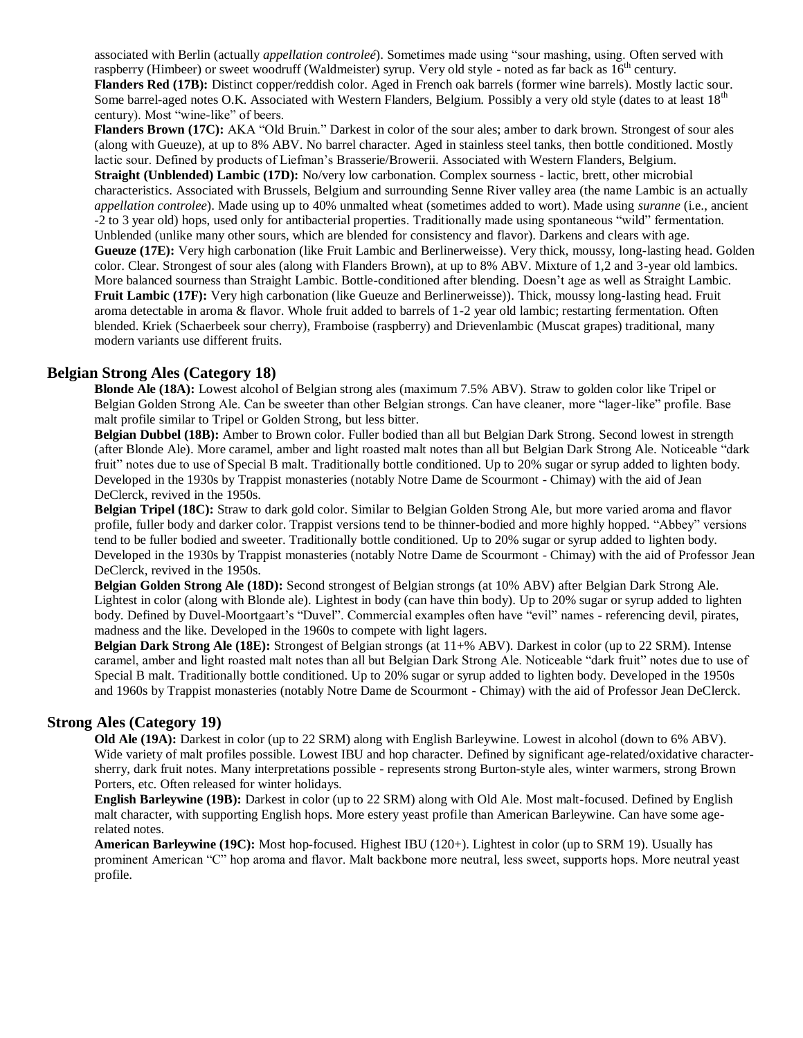associated with Berlin (actually *appellation controleé*). Sometimes made using "sour mashing, using. Often served with raspberry (Himbeer) or sweet woodruff (Waldmeister) syrup. Very old style - noted as far back as 16th century.

**Flanders Red (17B):** Distinct copper/reddish color. Aged in French oak barrels (former wine barrels). Mostly lactic sour. Some barrel-aged notes O.K. Associated with Western Flanders, Belgium. Possibly a very old style (dates to at least 18th century). Most "wine-like" of beers.

**Flanders Brown (17C):** AKA "Old Bruin." Darkest in color of the sour ales; amber to dark brown. Strongest of sour ales (along with Gueuze), at up to 8% ABV. No barrel character. Aged in stainless steel tanks, then bottle conditioned. Mostly lactic sour. Defined by products of Liefman's Brasserie/Browerii. Associated with Western Flanders, Belgium.

**Straight (Unblended) Lambic (17D):** No/very low carbonation. Complex sourness - lactic, brett, other microbial characteristics. Associated with Brussels, Belgium and surrounding Senne River valley area (the name Lambic is an actually *appellation controlee*). Made using up to 40% unmalted wheat (sometimes added to wort). Made using *suranne* (i.e., ancient -2 to 3 year old) hops, used only for antibacterial properties. Traditionally made using spontaneous "wild" fermentation. Unblended (unlike many other sours, which are blended for consistency and flavor). Darkens and clears with age.

**Gueuze (17E):** Very high carbonation (like Fruit Lambic and Berlinerweisse). Very thick, moussy, long-lasting head. Golden color. Clear. Strongest of sour ales (along with Flanders Brown), at up to 8% ABV. Mixture of 1,2 and 3-year old lambics. More balanced sourness than Straight Lambic. Bottle-conditioned after blending. Doesn't age as well as Straight Lambic.

**Fruit Lambic (17F):** Very high carbonation (like Gueuze and Berlinerweisse)). Thick, moussy long-lasting head. Fruit aroma detectable in aroma & flavor. Whole fruit added to barrels of 1-2 year old lambic; restarting fermentation. Often blended. Kriek (Schaerbeek sour cherry), Framboise (raspberry) and Drievenlambic (Muscat grapes) traditional, many modern variants use different fruits.

## Belgian Strong Ales (Category 18)

**Blonde Ale (18A):** Lowest alcohol of Belgian strong ales (maximum 7.5% ABV). Straw to golden color like Tripel or Belgian Golden Strong Ale. Can be sweeter than other Belgian strongs. Can have cleaner, more "lager-like" profile. Base malt profile similar to Tripel or Golden Strong, but less bitter.

**Belgian Dubbel (18B):** Amber to Brown color. Fuller bodied than all but Belgian Dark Strong. Second lowest in strength (after Blonde Ale). More caramel, amber and light roasted malt notes than all but Belgian Dark Strong Ale. Noticeable "dark fruit" notes due to use of Special B malt. Traditionally bottle conditioned. Up to 20% sugar or syrup added to lighten body. Developed in the 1930s by Trappist monasteries (notably Notre Dame de Scourmont - Chimay) with the aid of Jean DeClerck, revived in the 1950s.

**Belgian Tripel (18C):** Straw to dark gold color. Similar to Belgian Golden Strong Ale, but more varied aroma and flavor profile, fuller body and darker color. Trappist versions tend to be thinner-bodied and more highly hopped. "Abbey" versions tend to be fuller bodied and sweeter. Traditionally bottle conditioned. Up to 20% sugar or syrup added to lighten body. Developed in the 1930s by Trappist monasteries (notably Notre Dame de Scourmont - Chimay) with the aid of Professor Jean DeClerck, revived in the 1950s.

**Belgian Golden Strong Ale (18D):** Second strongest of Belgian strongs (at 10% ABV) after Belgian Dark Strong Ale. Lightest in color (along with Blonde ale). Lightest in body (can have thin body). Up to 20% sugar or syrup added to lighten body. Defined by Duvel-Moortgaart's "Duvel". Commercial examples often have "evil" names - referencing devil, pirates, madness and the like. Developed in the 1960s to compete with light lagers.

**Belgian Dark Strong Ale (18E):** Strongest of Belgian strongs (at 11+% ABV). Darkest in color (up to 22 SRM). Intense caramel, amber and light roasted malt notes than all but Belgian Dark Strong Ale. Noticeable "dark fruit" notes due to use of Special B malt. Traditionally bottle conditioned. Up to 20% sugar or syrup added to lighten body. Developed in the 1950s and 1960s by Trappist monasteries (notably Notre Dame de Scourmont - Chimay) with the aid of Professor Jean DeClerck.

## Strong Ales (Category 19)

**Old Ale (19A):** Darkest in color (up to 22 SRM) along with English Barleywine. Lowest in alcohol (down to 6% ABV). Wide variety of malt profiles possible. Lowest IBU and hop character. Defined by significant age-related/oxidative character-sherry, dark fruit notes. Many interpretations possible - represents strong Burton-style ales, winter warmers, strong Brown Porters, etc. Often released for winter holidays.

**English Barleywine (19B):** Darkest in color (up to 22 SRM) along with Old Ale. Most malt-focused. Defined by English malt character, with supporting English hops. More estery yeast profile than American Barleywine. Can have some age-related notes.

**American Barleywine (19C):** Most hop-focused. Highest IBU (120+). Lightest in color (up to SRM 19). Usually has prominent American "C" hop aroma and flavor. Malt backbone more neutral, less sweet, supports hops. More neutral yeast profile.